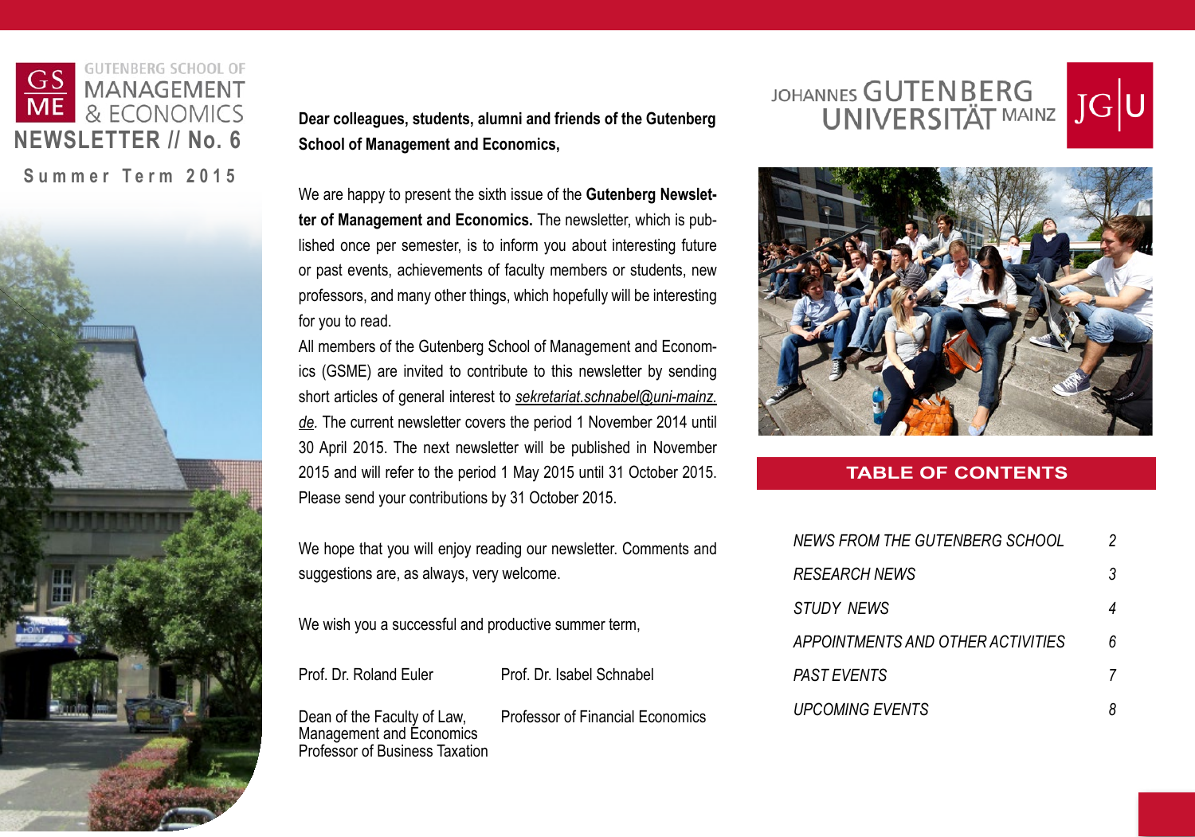# GUTENBERG SCHOOL OF MANAGEMENT & ECONOMICS

## NEWSLETTER // No. 6

**Summer Term 2015**

JOHANNES GUTENBERG UNIVERSITÄT MAINZ

**Dear colleagues, students, alumni and friends of the Gutenberg School of Management and Economics,**

We are happy to present the sixth issue of the **Gutenberg Newsletter of Management and Economics.** The newsletter, which is published once per semester, is to inform you about interesting future or past events, achievements of faculty members or students, new professors, and many other things, which hopefully will be interesting for you to read.

All members of the Gutenberg School of Management and Economics (GSME) are invited to contribute to this newsletter by sending short articles of general interest to *sekretariat.schnabel@uni-mainz.de*. The current newsletter covers the period 1 November 2014 until 30 April 2015. The next newsletter will be published in November 2015 and will refer to the period 1 May 2015 until 31 October 2015. Please send your contributions by 31 October 2015.

We hope that you will enjoy reading our newsletter. Comments and suggestions are, as always, very welcome.

We wish you a successful and productive summer term,

Prof. Dr. Roland Euler
Dean of the Faculty of Law, Management and Economics
Professor of Business Taxation

Prof. Dr. Isabel Schnabel
Professor of Financial Economics

## TABLE OF CONTENTS

| | |
|---|---|
| *NEWS FROM THE GUTENBERG SCHOOL* | *2* |
| *RESEARCH NEWS* | *3* |
| *STUDY NEWS* | *4* |
| *APPOINTMENTS AND OTHER ACTIVITIES* | *6* |
| *PAST EVENTS* | *7* |
| *UPCOMING EVENTS* | *8* |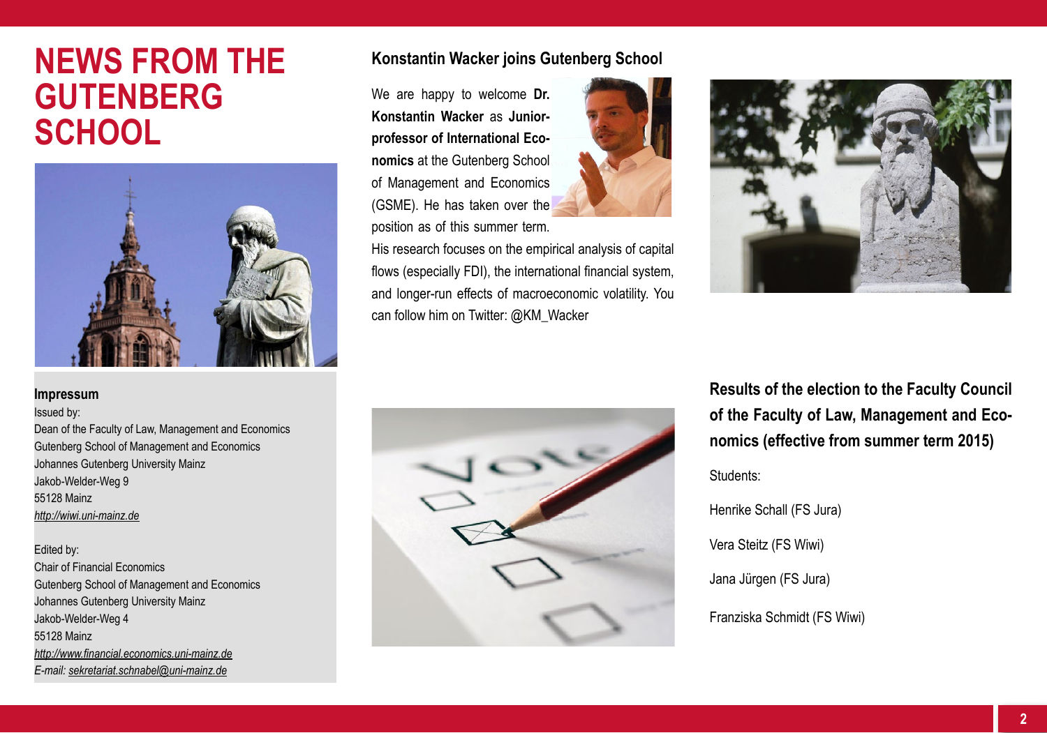# NEWS FROM THE GUTENBERG SCHOOL

## Konstantin Wacker joins Gutenberg School

We are happy to welcome **Dr. Konstantin Wacker** as **Junior-professor of International Economics** at the Gutenberg School of Management and Economics (GSME). He has taken over the position as of this summer term.

His research focuses on the empirical analysis of capital flows (especially FDI), the international financial system, and longer-run effects of macroeconomic volatility. You can follow him on Twitter: @KM_Wacker

## Results of the election to the Faculty Council of the Faculty of Law, Management and Economics (effective from summer term 2015)

Students:

Henrike Schall (FS Jura)

Vera Steitz (FS Wiwi)

Jana Jürgen (FS Jura)

Franziska Schmidt (FS Wiwi)

### Impressum

Issued by:
Dean of the Faculty of Law, Management and Economics
Gutenberg School of Management and Economics
Johannes Gutenberg University Mainz
Jakob-Welder-Weg 9
55128 Mainz
*http://wiwi.uni-mainz.de*

Edited by:
Chair of Financial Economics
Gutenberg School of Management and Economics
Johannes Gutenberg University Mainz
Jakob-Welder-Weg 4
55128 Mainz
*http://www.financial.economics.uni-mainz.de*
*E-mail: sekretariat.schnabel@uni-mainz.de*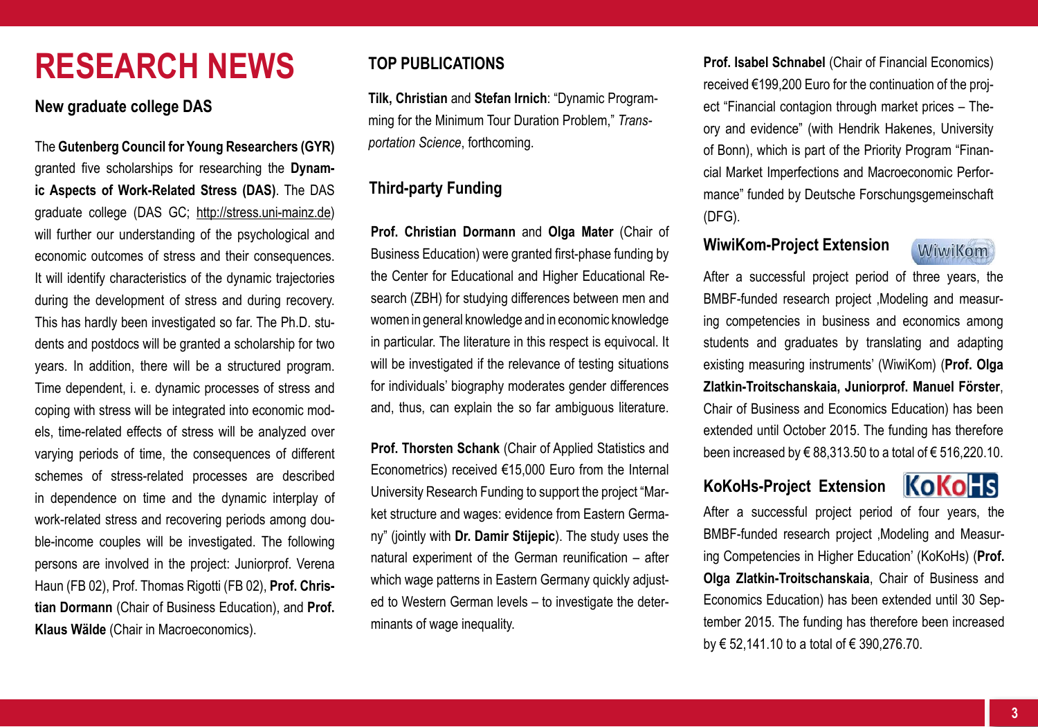# RESEARCH NEWS

## New graduate college DAS

The **Gutenberg Council for Young Researchers (GYR)** granted five scholarships for researching the **Dynamic Aspects of Work-Related Stress (DAS)**. The DAS graduate college (DAS GC; http://stress.uni-mainz.de) will further our understanding of the psychological and economic outcomes of stress and their consequences. It will identify characteristics of the dynamic trajectories during the development of stress and during recovery. This has hardly been investigated so far. The Ph.D. students and postdocs will be granted a scholarship for two years. In addition, there will be a structured program. Time dependent, i. e. dynamic processes of stress and coping with stress will be integrated into economic models, time-related effects of stress will be analyzed over varying periods of time, the consequences of different schemes of stress-related processes are described in dependence on time and the dynamic interplay of work-related stress and recovering periods among double-income couples will be investigated. The following persons are involved in the project: Juniorprof. Verena Haun (FB 02), Prof. Thomas Rigotti (FB 02), **Prof. Christian Dormann** (Chair of Business Education), and **Prof. Klaus Wälde** (Chair in Macroeconomics).

## TOP PUBLICATIONS

**Tilk, Christian** and **Stefan Irnich**: "Dynamic Programming for the Minimum Tour Duration Problem," *Transportation Science*, forthcoming.

## Third-party Funding

**Prof. Christian Dormann** and **Olga Mater** (Chair of Business Education) were granted first-phase funding by the Center for Educational and Higher Educational Research (ZBH) for studying differences between men and women in general knowledge and in economic knowledge in particular. The literature in this respect is equivocal. It will be investigated if the relevance of testing situations for individuals' biography moderates gender differences and, thus, can explain the so far ambiguous literature.

**Prof. Thorsten Schank** (Chair of Applied Statistics and Econometrics) received €15,000 Euro from the Internal University Research Funding to support the project "Market structure and wages: evidence from Eastern Germany" (jointly with **Dr. Damir Stijepic**). The study uses the natural experiment of the German reunification – after which wage patterns in Eastern Germany quickly adjusted to Western German levels – to investigate the determinants of wage inequality.

**Prof. Isabel Schnabel** (Chair of Financial Economics) received €199,200 Euro for the continuation of the project "Financial contagion through market prices – Theory and evidence" (with Hendrik Hakenes, University of Bonn), which is part of the Priority Program "Financial Market Imperfections and Macroeconomic Performance" funded by Deutsche Forschungsgemeinschaft (DFG).

## WiwiKom-Project Extension

After a successful project period of three years, the BMBF-funded research project ,Modeling and measuring competencies in business and economics among students and graduates by translating and adapting existing measuring instruments' (WiwiKom) (**Prof. Olga Zlatkin-Troitschanskaia, Juniorprof. Manuel Förster**, Chair of Business and Economics Education) has been extended until October 2015. The funding has therefore been increased by € 88,313.50 to a total of € 516,220.10.

## KoKoHs-Project Extension

After a successful project period of four years, the BMBF-funded research project ,Modeling and Measuring Competencies in Higher Education' (KoKoHs) (**Prof. Olga Zlatkin-Troitschanskaia**, Chair of Business and Economics Education) has been extended until 30 September 2015. The funding has therefore been increased by € 52,141.10 to a total of € 390,276.70.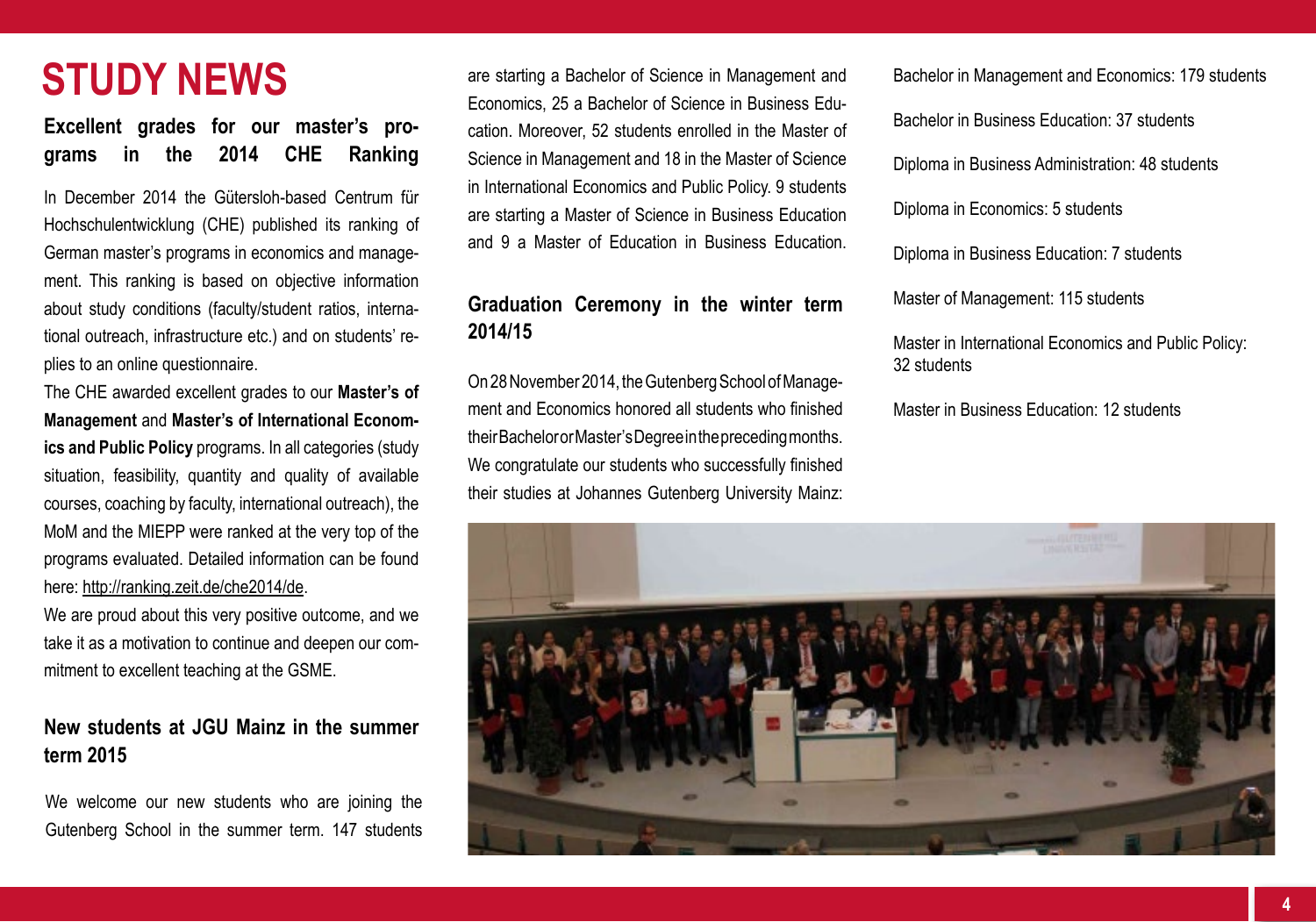# STUDY NEWS

## Excellent grades for our master's programs in the 2014 CHE Ranking

In December 2014 the Gütersloh-based Centrum für Hochschulentwicklung (CHE) published its ranking of German master's programs in economics and management. This ranking is based on objective information about study conditions (faculty/student ratios, international outreach, infrastructure etc.) and on students' replies to an online questionnaire.

The CHE awarded excellent grades to our **Master's of Management** and **Master's of International Economics and Public Policy** programs. In all categories (study situation, feasibility, quantity and quality of available courses, coaching by faculty, international outreach), the MoM and the MIEPP were ranked at the very top of the programs evaluated. Detailed information can be found here: http://ranking.zeit.de/che2014/de.

We are proud about this very positive outcome, and we take it as a motivation to continue and deepen our commitment to excellent teaching at the GSME.

## New students at JGU Mainz in the summer term 2015

We welcome our new students who are joining the Gutenberg School in the summer term. 147 students are starting a Bachelor of Science in Management and Economics, 25 a Bachelor of Science in Business Education. Moreover, 52 students enrolled in the Master of Science in Management and 18 in the Master of Science in International Economics and Public Policy. 9 students are starting a Master of Science in Business Education and 9 a Master of Education in Business Education.

## Graduation Ceremony in the winter term 2014/15

On 28 November 2014, the Gutenberg School of Management and Economics honored all students who finished their Bachelor or Master's Degree in the preceding months. We congratulate our students who successfully finished their studies at Johannes Gutenberg University Mainz:

Bachelor in Management and Economics: 179 students

Bachelor in Business Education: 37 students

Diploma in Business Administration: 48 students

Diploma in Economics: 5 students

Diploma in Business Education: 7 students

Master of Management: 115 students

Master in International Economics and Public Policy: 32 students

Master in Business Education: 12 students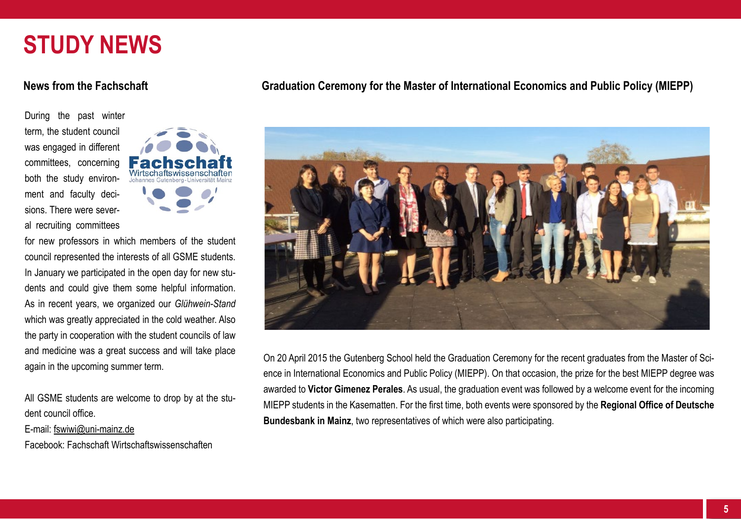# STUDY NEWS

## News from the Fachschaft

During the past winter term, the student council was engaged in different committees, concerning both the study environment and faculty decisions. There were several recruiting committees for new professors in which members of the student council represented the interests of all GSME students. In January we participated in the open day for new students and could give them some helpful information. As in recent years, we organized our *Glühwein-Stand* which was greatly appreciated in the cold weather. Also the party in cooperation with the student councils of law and medicine was a great success and will take place again in the upcoming summer term.

All GSME students are welcome to drop by at the student council office.
E-mail: fswiwi@uni-mainz.de
Facebook: Fachschaft Wirtschaftswissenschaften

## Graduation Ceremony for the Master of International Economics and Public Policy (MIEPP)

On 20 April 2015 the Gutenberg School held the Graduation Ceremony for the recent graduates from the Master of Science in International Economics and Public Policy (MIEPP). On that occasion, the prize for the best MIEPP degree was awarded to **Victor Gimenez Perales**. As usual, the graduation event was followed by a welcome event for the incoming MIEPP students in the Kasematten. For the first time, both events were sponsored by the **Regional Office of Deutsche Bundesbank in Mainz**, two representatives of which were also participating.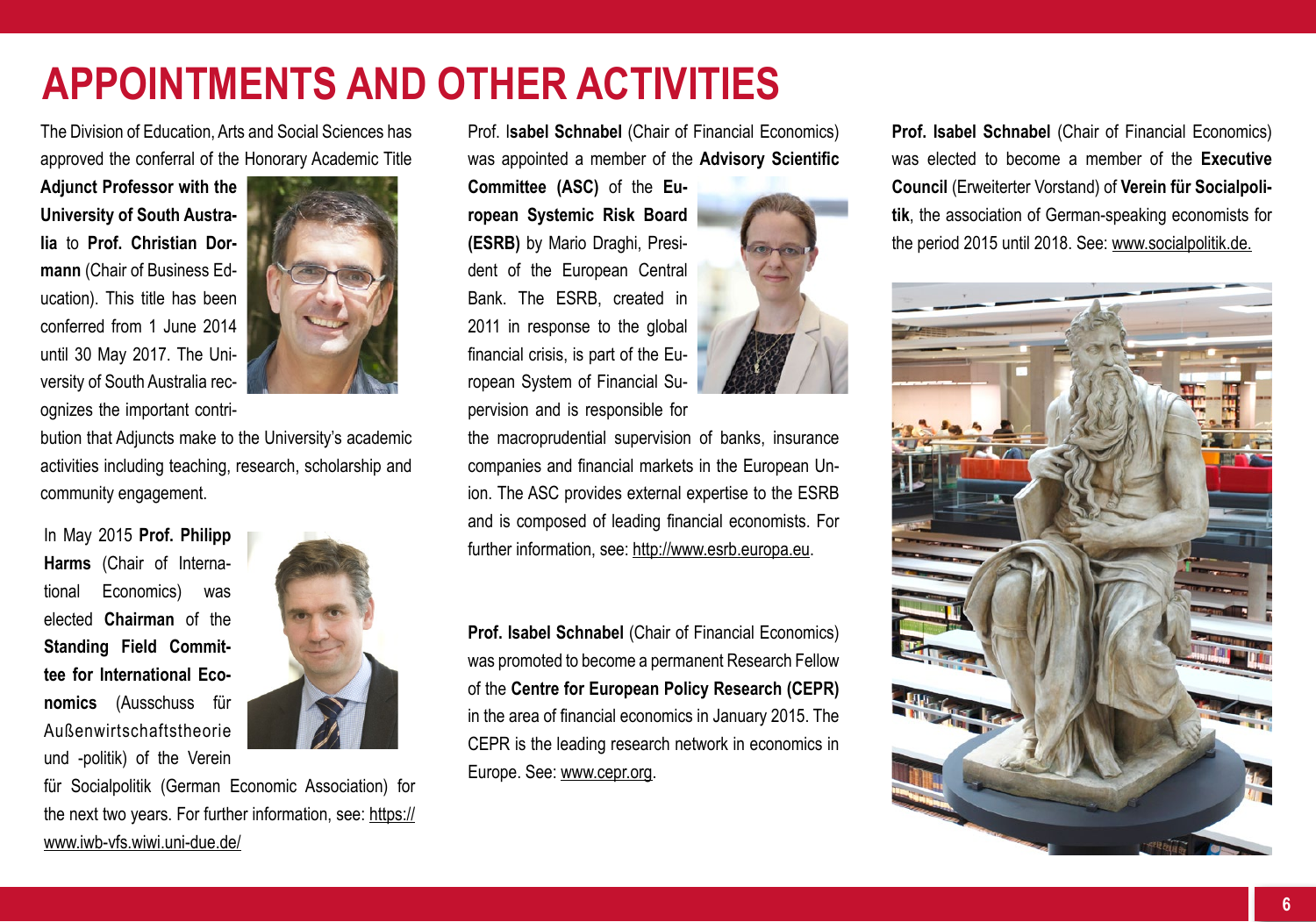# APPOINTMENTS AND OTHER ACTIVITIES

The Division of Education, Arts and Social Sciences has approved the conferral of the Honorary Academic Title **Adjunct Professor with the University of South Australia** to **Prof. Christian Dormann** (Chair of Business Education). This title has been conferred from 1 June 2014 until 30 May 2017. The University of South Australia recognizes the important contribution that Adjuncts make to the University's academic activities including teaching, research, scholarship and community engagement.

In May 2015 **Prof. Philipp Harms** (Chair of International Economics) was elected **Chairman** of the **Standing Field Committee for International Economics** (Ausschuss für Außenwirtschaftstheorie und -politik) of the Verein für Socialpolitik (German Economic Association) for the next two years. For further information, see: https://www.iwb-vfs.wiwi.uni-due.de/

Prof. I**sabel Schnabel** (Chair of Financial Economics) was appointed a member of the **Advisory Scientific Committee (ASC)** of the **European Systemic Risk Board (ESRB)** by Mario Draghi, President of the European Central Bank. The ESRB, created in 2011 in response to the global financial crisis, is part of the European System of Financial Supervision and is responsible for the macroprudential supervision of banks, insurance companies and financial markets in the European Union. The ASC provides external expertise to the ESRB and is composed of leading financial economists. For further information, see: http://www.esrb.europa.eu.

**Prof. Isabel Schnabel** (Chair of Financial Economics) was promoted to become a permanent Research Fellow of the **Centre for European Policy Research (CEPR)** in the area of financial economics in January 2015. The CEPR is the leading research network in economics in Europe. See: www.cepr.org.

**Prof. Isabel Schnabel** (Chair of Financial Economics) was elected to become a member of the **Executive Council** (Erweiterter Vorstand) of **Verein für Socialpolitik**, the association of German-speaking economists for the period 2015 until 2018. See: www.socialpolitik.de.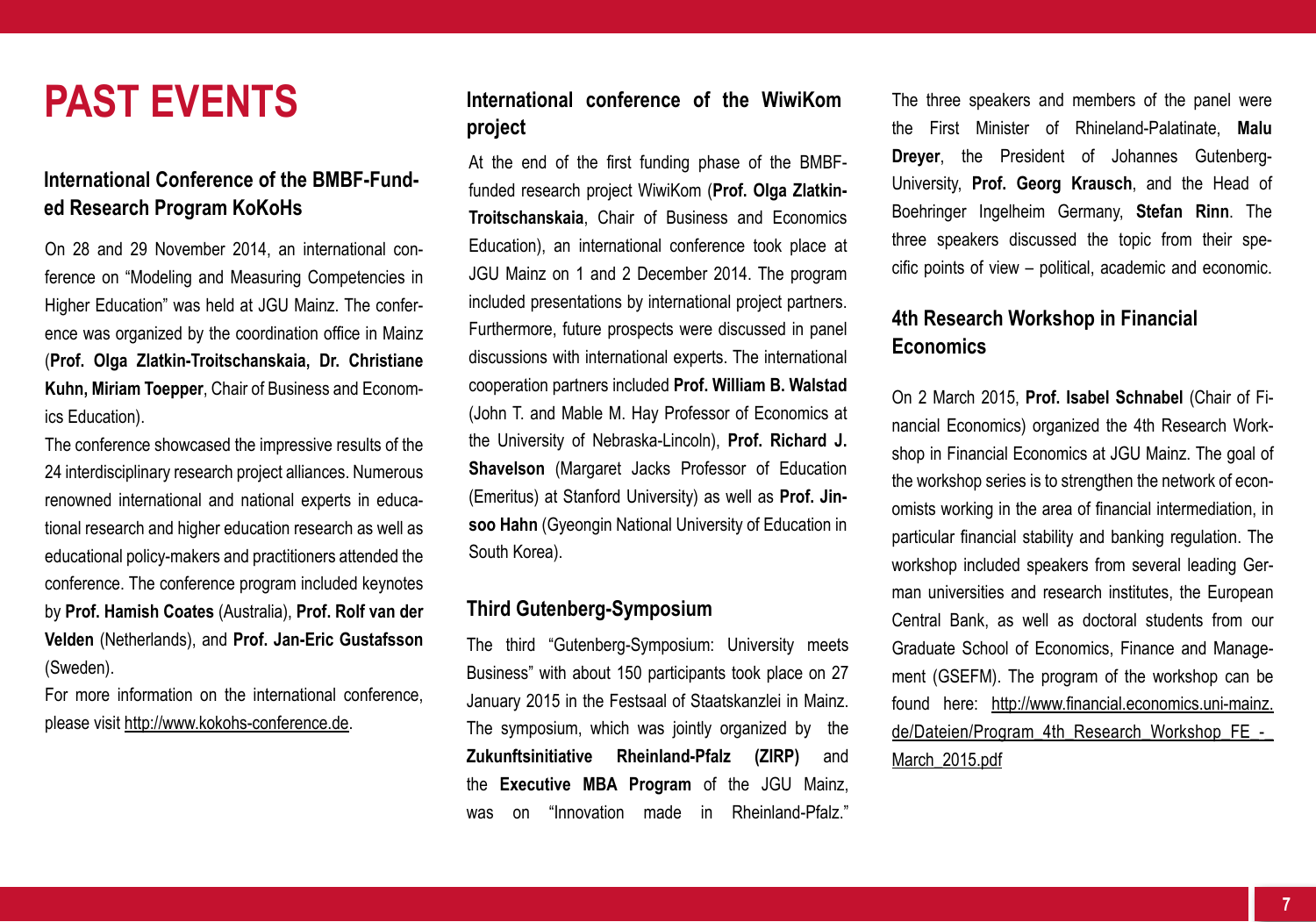# PAST EVENTS

## International Conference of the BMBF-Funded Research Program KoKoHs

On 28 and 29 November 2014, an international conference on "Modeling and Measuring Competencies in Higher Education" was held at JGU Mainz. The conference was organized by the coordination office in Mainz (**Prof. Olga Zlatkin-Troitschanskaia, Dr. Christiane Kuhn, Miriam Toepper**, Chair of Business and Economics Education).

The conference showcased the impressive results of the 24 interdisciplinary research project alliances. Numerous renowned international and national experts in educational research and higher education research as well as educational policy-makers and practitioners attended the conference. The conference program included keynotes by **Prof. Hamish Coates** (Australia), **Prof. Rolf van der Velden** (Netherlands), and **Prof. Jan-Eric Gustafsson** (Sweden).

For more information on the international conference, please visit http://www.kokohs-conference.de.

## International conference of the WiwiKom project

At the end of the first funding phase of the BMBF-funded research project WiwiKom (**Prof. Olga Zlatkin-Troitschanskaia**, Chair of Business and Economics Education), an international conference took place at JGU Mainz on 1 and 2 December 2014. The program included presentations by international project partners. Furthermore, future prospects were discussed in panel discussions with international experts. The international cooperation partners included **Prof. William B. Walstad** (John T. and Mable M. Hay Professor of Economics at the University of Nebraska-Lincoln), **Prof. Richard J. Shavelson** (Margaret Jacks Professor of Education (Emeritus) at Stanford University) as well as **Prof. Jinsoo Hahn** (Gyeongin National University of Education in South Korea).

## Third Gutenberg-Symposium

The third "Gutenberg-Symposium: University meets Business" with about 150 participants took place on 27 January 2015 in the Festsaal of Staatskanzlei in Mainz. The symposium, which was jointly organized by the **Zukunftsinitiative Rheinland-Pfalz (ZIRP)** and the **Executive MBA Program** of the JGU Mainz, was on "Innovation made in Rheinland-Pfalz." The three speakers and members of the panel were the First Minister of Rhineland-Palatinate, **Malu Dreyer**, the President of Johannes Gutenberg-University, **Prof. Georg Krausch**, and the Head of Boehringer Ingelheim Germany, **Stefan Rinn**. The three speakers discussed the topic from their specific points of view – political, academic and economic.

## 4th Research Workshop in Financial Economics

On 2 March 2015, **Prof. Isabel Schnabel** (Chair of Financial Economics) organized the 4th Research Workshop in Financial Economics at JGU Mainz. The goal of the workshop series is to strengthen the network of economists working in the area of financial intermediation, in particular financial stability and banking regulation. The workshop included speakers from several leading German universities and research institutes, the European Central Bank, as well as doctoral students from our Graduate School of Economics, Finance and Management (GSEFM). The program of the workshop can be found here: http://www.financial.economics.uni-mainz.de/Dateien/Program_4th_Research_Workshop_FE_-_March_2015.pdf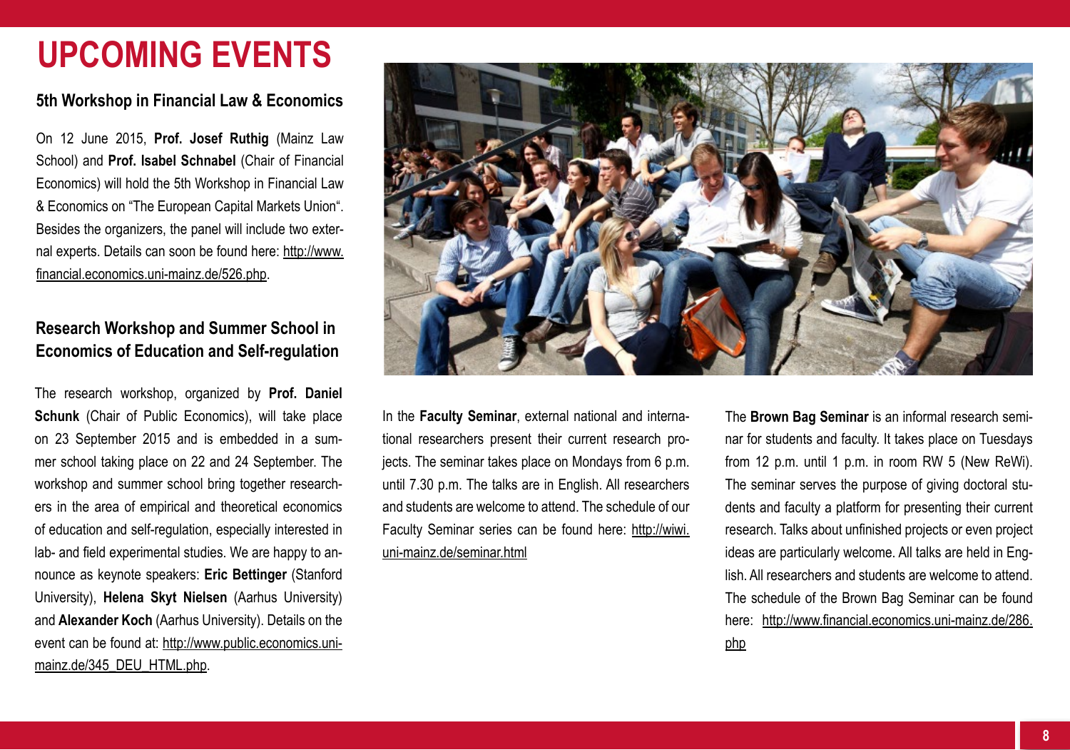# UPCOMING EVENTS

### 5th Workshop in Financial Law & Economics

On 12 June 2015, **Prof. Josef Ruthig** (Mainz Law School) and **Prof. Isabel Schnabel** (Chair of Financial Economics) will hold the 5th Workshop in Financial Law & Economics on "The European Capital Markets Union". Besides the organizers, the panel will include two external experts. Details can soon be found here: http://www.financial.economics.uni-mainz.de/526.php.

### Research Workshop and Summer School in Economics of Education and Self-regulation

The research workshop, organized by **Prof. Daniel Schunk** (Chair of Public Economics), will take place on 23 September 2015 and is embedded in a summer school taking place on 22 and 24 September. The workshop and summer school bring together researchers in the area of empirical and theoretical economics of education and self-regulation, especially interested in lab- and field experimental studies. We are happy to announce as keynote speakers: **Eric Bettinger** (Stanford University), **Helena Skyt Nielsen** (Aarhus University) and **Alexander Koch** (Aarhus University). Details on the event can be found at: http://www.public.economics.uni-mainz.de/345_DEU_HTML.php.

In the **Faculty Seminar**, external national and international researchers present their current research projects. The seminar takes place on Mondays from 6 p.m. until 7.30 p.m. The talks are in English. All researchers and students are welcome to attend. The schedule of our Faculty Seminar series can be found here: http://wiwi.uni-mainz.de/seminar.html

The **Brown Bag Seminar** is an informal research seminar for students and faculty. It takes place on Tuesdays from 12 p.m. until 1 p.m. in room RW 5 (New ReWi). The seminar serves the purpose of giving doctoral students and faculty a platform for presenting their current research. Talks about unfinished projects or even project ideas are particularly welcome. All talks are held in English. All researchers and students are welcome to attend. The schedule of the Brown Bag Seminar can be found here: http://www.financial.economics.uni-mainz.de/286.php